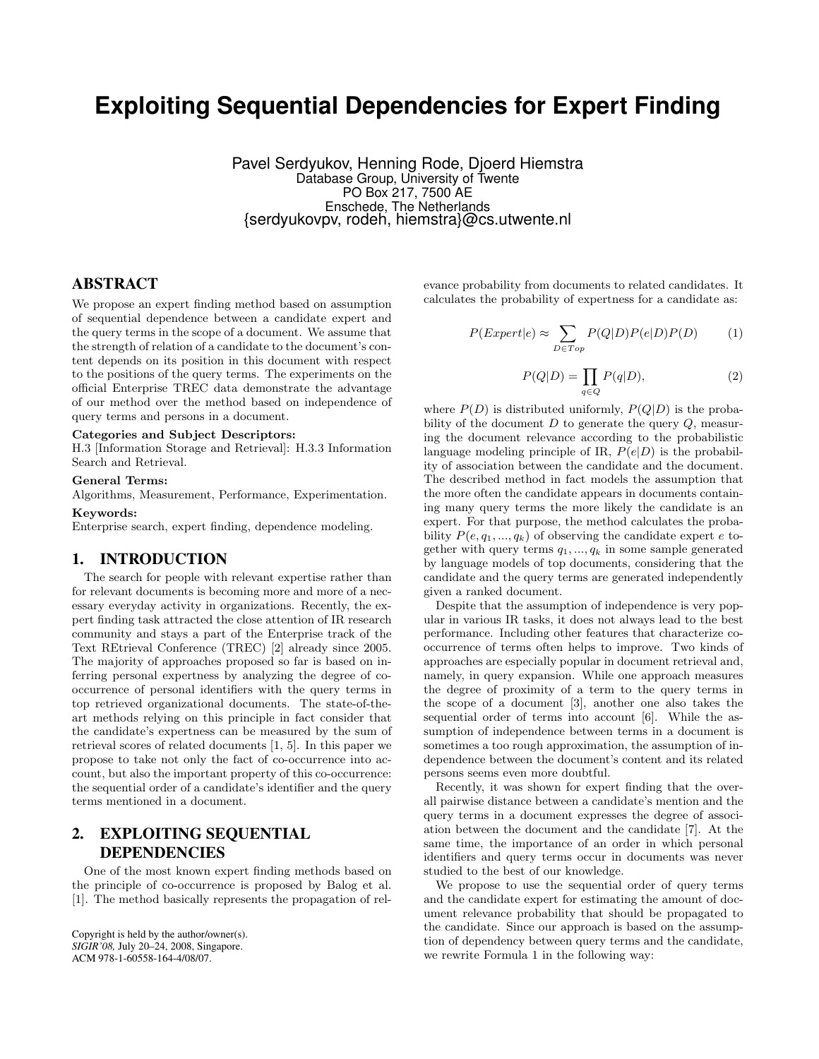# Exploiting Sequential Dependencies for Expert Finding

Pavel Serdyukov, Henning Rode, Djoerd Hiemstra
Database Group, University of Twente
PO Box 217, 7500 AE
Enschede, The Netherlands
{serdyukovpv, rodeh, hiemstra}@cs.utwente.nl

## ABSTRACT

We propose an expert finding method based on assumption of sequential dependence between a candidate expert and the query terms in the scope of a document. We assume that the strength of relation of a candidate to the document's content depends on its position in this document with respect to the positions of the query terms. The experiments on the official Enterprise TREC data demonstrate the advantage of our method over the method based on independence of query terms and persons in a document.

**Categories and Subject Descriptors:**
H.3 [Information Storage and Retrieval]: H.3.3 Information Search and Retrieval.

**General Terms:**
Algorithms, Measurement, Performance, Experimentation.

**Keywords:**
Enterprise search, expert finding, dependence modeling.

## 1. INTRODUCTION

The search for people with relevant expertise rather than for relevant documents is becoming more and more of a necessary everyday activity in organizations. Recently, the expert finding task attracted the close attention of IR research community and stays a part of the Enterprise track of the Text REtrieval Conference (TREC) [2] already since 2005. The majority of approaches proposed so far is based on inferring personal expertness by analyzing the degree of co-occurrence of personal identifiers with the query terms in top retrieved organizational documents. The state-of-the-art methods relying on this principle in fact consider that the candidate's expertness can be measured by the sum of retrieval scores of related documents [1, 5]. In this paper we propose to take not only the fact of co-occurrence into account, but also the important property of this co-occurrence: the sequential order of a candidate's identifier and the query terms mentioned in a document.

## 2. EXPLOITING SEQUENTIAL DEPENDENCIES

One of the most known expert finding methods based on the principle of co-occurrence is proposed by Balog et al. [1]. The method basically represents the propagation of relevance probability from documents to related candidates. It calculates the probability of expertness for a candidate as:

$$P(Expert|e) \approx \sum_{D \in Top} P(Q|D)P(e|D)P(D) \qquad (1)$$

$$P(Q|D) = \prod_{q \in Q} P(q|D), \qquad (2)$$

where $P(D)$ is distributed uniformly, $P(Q|D)$ is the probability of the document $D$ to generate the query $Q$, measuring the document relevance according to the probabilistic language modeling principle of IR, $P(e|D)$ is the probability of association between the candidate and the document. The described method in fact models the assumption that the more often the candidate appears in documents containing many query terms the more likely the candidate is an expert. For that purpose, the method calculates the probability $P(e, q_1, ..., q_k)$ of observing the candidate expert $e$ together with query terms $q_1, ..., q_k$ in some sample generated by language models of top documents, considering that the candidate and the query terms are generated independently given a ranked document.

Despite that the assumption of independence is very popular in various IR tasks, it does not always lead to the best performance. Including other features that characterize co-occurrence of terms often helps to improve. Two kinds of approaches are especially popular in document retrieval and, namely, in query expansion. While one approach measures the degree of proximity of a term to the query terms in the scope of a document [3], another one also takes the sequential order of terms into account [6]. While the assumption of independence between terms in a document is sometimes a too rough approximation, the assumption of independence between the document's content and its related persons seems even more doubtful.

Recently, it was shown for expert finding that the overall pairwise distance between a candidate's mention and the query terms in a document expresses the degree of association between the document and the candidate [7]. At the same time, the importance of an order in which personal identifiers and query terms occur in documents was never studied to the best of our knowledge.

We propose to use the sequential order of query terms and the candidate expert for estimating the amount of document relevance probability that should be propagated to the candidate. Since our approach is based on the assumption of dependency between query terms and the candidate, we rewrite Formula 1 in the following way:

Copyright is held by the author/owner(s).
*SIGIR'08,* July 20–24, 2008, Singapore.
ACM 978-1-60558-164-4/08/07.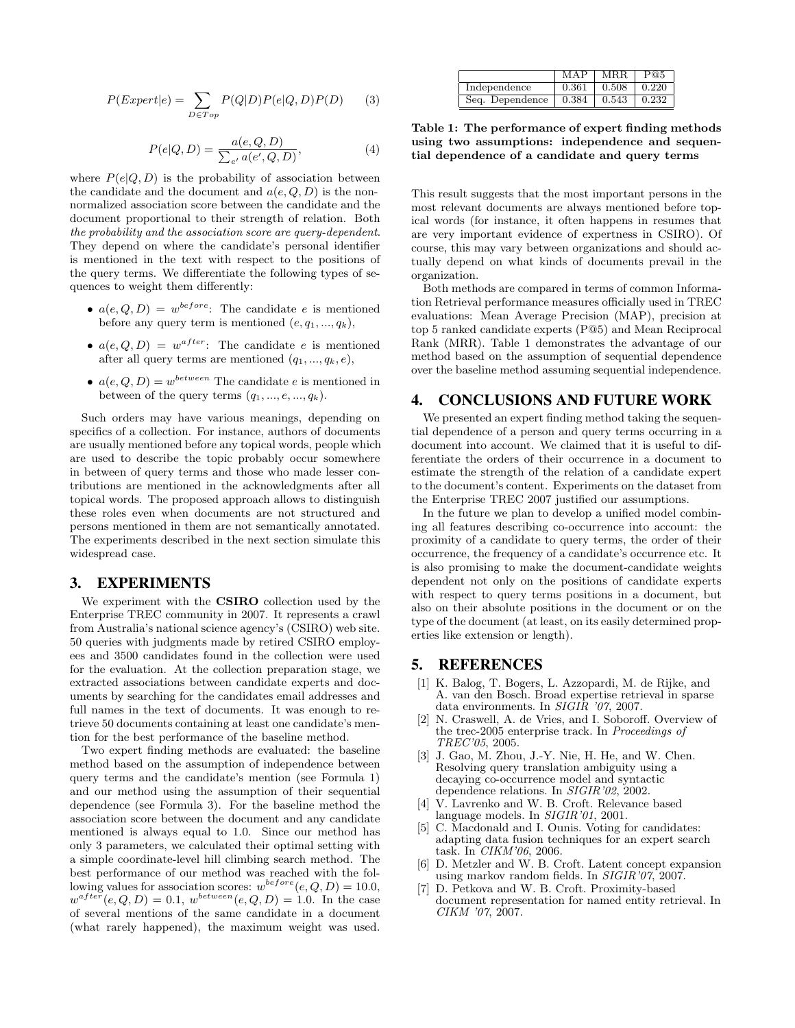$$P(Expert|e) = \sum_{D \in Top} P(Q|D)P(e|Q,D)P(D) \quad (3)$$

$$P(e|Q,D) = \frac{a(e,Q,D)}{\sum_{e'} a(e',Q,D)}, \quad (4)$$

where $P(e|Q,D)$ is the probability of association between the candidate and the document and $a(e,Q,D)$ is the non-normalized association score between the candidate and the document proportional to their strength of relation. Both *the probability and the association score are query-dependent*. They depend on where the candidate's personal identifier is mentioned in the text with respect to the positions of the query terms. We differentiate the following types of sequences to weight them differently:

- $a(e,Q,D) = w^{before}$: The candidate $e$ is mentioned before any query term is mentioned $(e, q_1, ..., q_k)$,
- $a(e,Q,D) = w^{after}$: The candidate $e$ is mentioned after all query terms are mentioned $(q_1, ..., q_k, e)$,
- $a(e,Q,D) = w^{between}$ The candidate $e$ is mentioned in between of the query terms $(q_1, ..., e, ..., q_k)$.

Such orders may have various meanings, depending on specifics of a collection. For instance, authors of documents are usually mentioned before any topical words, people which are used to describe the topic probably occur somewhere in between of query terms and those who made lesser contributions are mentioned in the acknowledgments after all topical words. The proposed approach allows to distinguish these roles even when documents are not structured and persons mentioned in them are not semantically annotated. The experiments described in the next section simulate this widespread case.

## 3. EXPERIMENTS

We experiment with the **CSIRO** collection used by the Enterprise TREC community in 2007. It represents a crawl from Australia's national science agency's (CSIRO) web site. 50 queries with judgments made by retired CSIRO employees and 3500 candidates found in the collection were used for the evaluation. At the collection preparation stage, we extracted associations between candidate experts and documents by searching for the candidates email addresses and full names in the text of documents. It was enough to retrieve 50 documents containing at least one candidate's mention for the best performance of the baseline method.

Two expert finding methods are evaluated: the baseline method based on the assumption of independence between query terms and the candidate's mention (see Formula 1) and our method using the assumption of their sequential dependence (see Formula 3). For the baseline method the association score between the document and any candidate mentioned is always equal to 1.0. Since our method has only 3 parameters, we calculated their optimal setting with a simple coordinate-level hill climbing search method. The best performance of our method was reached with the following values for association scores: $w^{before}(e,Q,D) = 10.0$, $w^{after}(e,Q,D) = 0.1$, $w^{between}(e,Q,D) = 1.0$. In the case of several mentions of the same candidate in a document (what rarely happened), the maximum weight was used.

| | MAP | MRR | P@5 |
|---|---|---|---|
| Independence | 0.361 | 0.508 | 0.220 |
| Seq. Dependence | 0.384 | 0.543 | 0.232 |

**Table 1: The performance of expert finding methods using two assumptions: independence and sequential dependence of a candidate and query terms**

This result suggests that the most important persons in the most relevant documents are always mentioned before topical words (for instance, it often happens in resumes that are very important evidence of expertness in CSIRO). Of course, this may vary between organizations and should actually depend on what kinds of documents prevail in the organization.

Both methods are compared in terms of common Information Retrieval performance measures officially used in TREC evaluations: Mean Average Precision (MAP), precision at top 5 ranked candidate experts (P@5) and Mean Reciprocal Rank (MRR). Table 1 demonstrates the advantage of our method based on the assumption of sequential dependence over the baseline method assuming sequential independence.

## 4. CONCLUSIONS AND FUTURE WORK

We presented an expert finding method taking the sequential dependence of a person and query terms occurring in a document into account. We claimed that it is useful to differentiate the orders of their occurrence in a document to estimate the strength of the relation of a candidate expert to the document's content. Experiments on the dataset from the Enterprise TREC 2007 justified our assumptions.

In the future we plan to develop a unified model combining all features describing co-occurrence into account: the proximity of a candidate to query terms, the order of their occurrence, the frequency of a candidate's occurrence etc. It is also promising to make the document-candidate weights dependent not only on the positions of candidate experts with respect to query terms positions in a document, but also on their absolute positions in the document or on the type of the document (at least, on its easily determined properties like extension or length).

## 5. REFERENCES

[1] K. Balog, T. Bogers, L. Azzopardi, M. de Rijke, and A. van den Bosch. Broad expertise retrieval in sparse data environments. In *SIGIR '07*, 2007.

[2] N. Craswell, A. de Vries, and I. Soboroff. Overview of the trec-2005 enterprise track. In *Proceedings of TREC'05*, 2005.

[3] J. Gao, M. Zhou, J.-Y. Nie, H. He, and W. Chen. Resolving query translation ambiguity using a decaying co-occurrence model and syntactic dependence relations. In *SIGIR'02*, 2002.

[4] V. Lavrenko and W. B. Croft. Relevance based language models. In *SIGIR'01*, 2001.

[5] C. Macdonald and I. Ounis. Voting for candidates: adapting data fusion techniques for an expert search task. In *CIKM'06*, 2006.

[6] D. Metzler and W. B. Croft. Latent concept expansion using markov random fields. In *SIGIR'07*, 2007.

[7] D. Petkova and W. B. Croft. Proximity-based document representation for named entity retrieval. In *CIKM '07*, 2007.